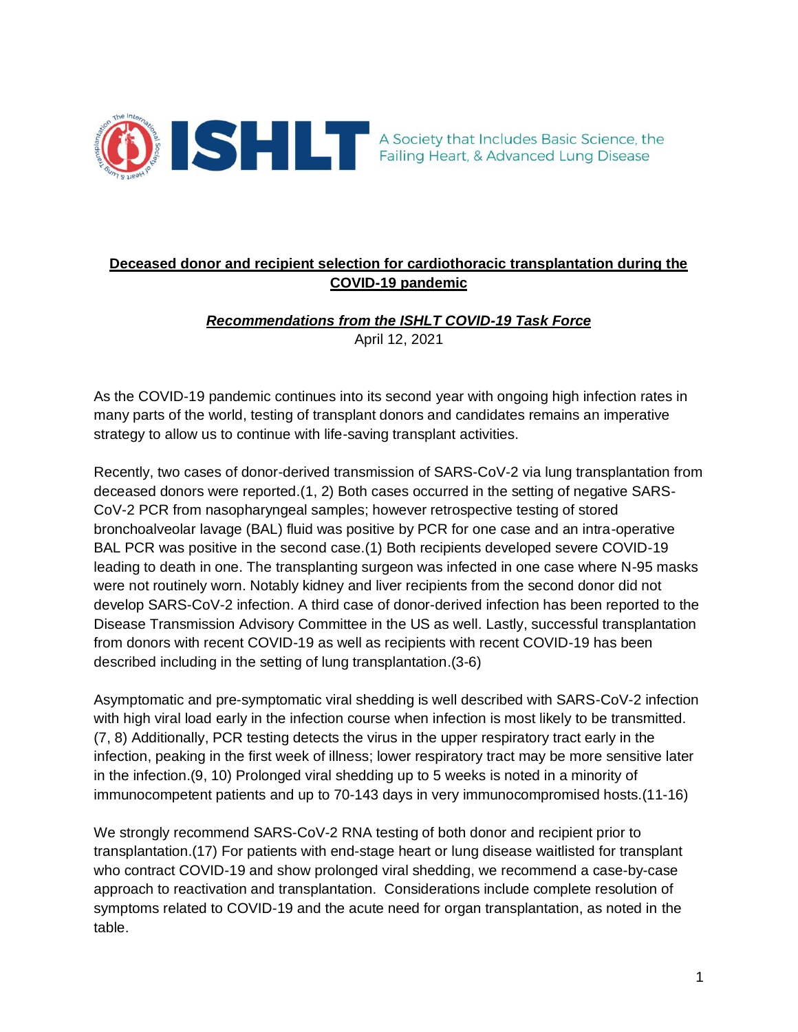**Deceased donor and recipient selection for cardiothoracic transplantation during the COVID-19 pandemic**

***Recommendations from the ISHLT COVID-19 Task Force***

April 12, 2021

As the COVID-19 pandemic continues into its second year with ongoing high infection rates in many parts of the world, testing of transplant donors and candidates remains an imperative strategy to allow us to continue with life-saving transplant activities.

Recently, two cases of donor-derived transmission of SARS-CoV-2 via lung transplantation from deceased donors were reported.(1, 2) Both cases occurred in the setting of negative SARS-CoV-2 PCR from nasopharyngeal samples; however retrospective testing of stored bronchoalveolar lavage (BAL) fluid was positive by PCR for one case and an intra-operative BAL PCR was positive in the second case.(1) Both recipients developed severe COVID-19 leading to death in one. The transplanting surgeon was infected in one case where N-95 masks were not routinely worn. Notably kidney and liver recipients from the second donor did not develop SARS-CoV-2 infection. A third case of donor-derived infection has been reported to the Disease Transmission Advisory Committee in the US as well. Lastly, successful transplantation from donors with recent COVID-19 as well as recipients with recent COVID-19 has been described including in the setting of lung transplantation.(3-6)

Asymptomatic and pre-symptomatic viral shedding is well described with SARS-CoV-2 infection with high viral load early in the infection course when infection is most likely to be transmitted. (7, 8) Additionally, PCR testing detects the virus in the upper respiratory tract early in the infection, peaking in the first week of illness; lower respiratory tract may be more sensitive later in the infection.(9, 10) Prolonged viral shedding up to 5 weeks is noted in a minority of immunocompetent patients and up to 70-143 days in very immunocompromised hosts.(11-16)

We strongly recommend SARS-CoV-2 RNA testing of both donor and recipient prior to transplantation.(17) For patients with end-stage heart or lung disease waitlisted for transplant who contract COVID-19 and show prolonged viral shedding, we recommend a case-by-case approach to reactivation and transplantation. Considerations include complete resolution of symptoms related to COVID-19 and the acute need for organ transplantation, as noted in the table.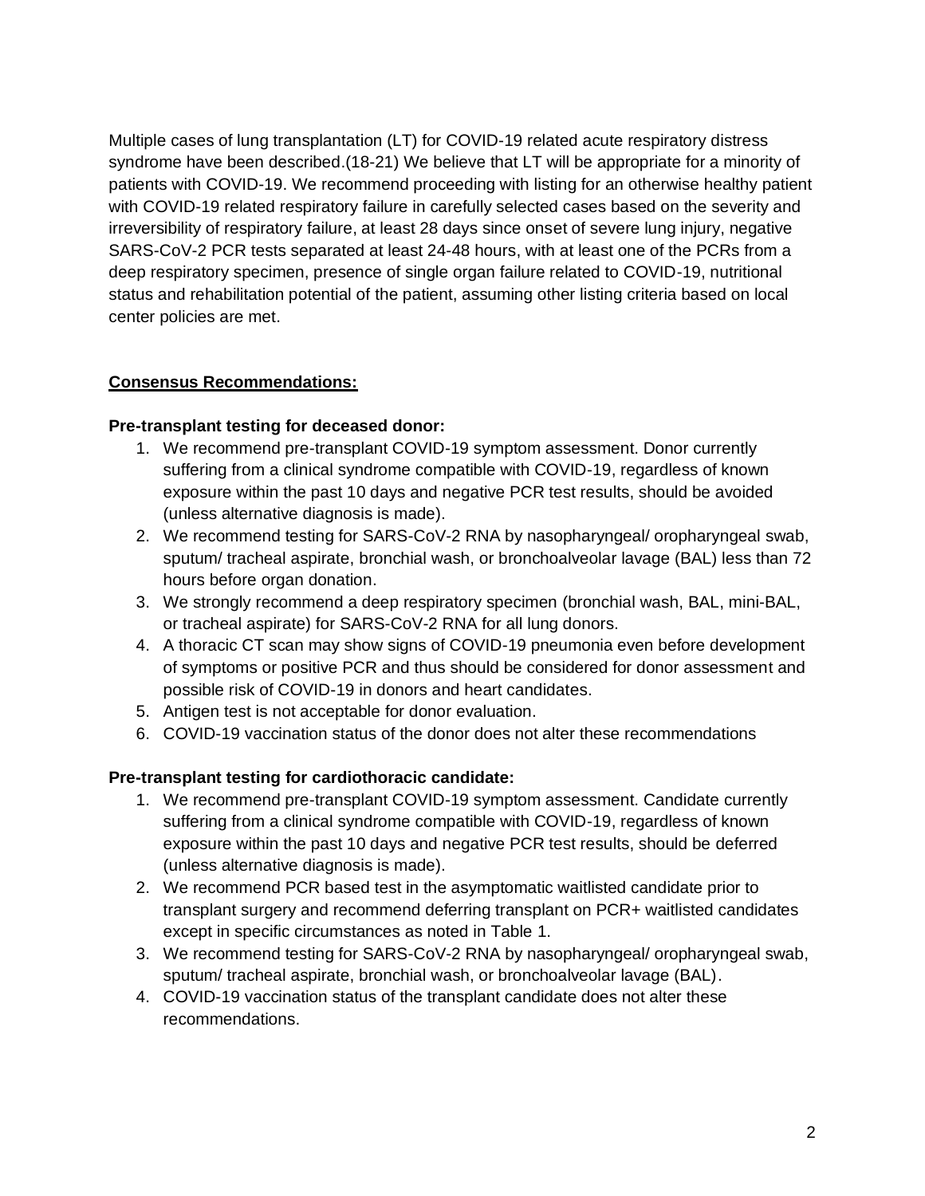Multiple cases of lung transplantation (LT) for COVID-19 related acute respiratory distress syndrome have been described.(18-21) We believe that LT will be appropriate for a minority of patients with COVID-19. We recommend proceeding with listing for an otherwise healthy patient with COVID-19 related respiratory failure in carefully selected cases based on the severity and irreversibility of respiratory failure, at least 28 days since onset of severe lung injury, negative SARS-CoV-2 PCR tests separated at least 24-48 hours, with at least one of the PCRs from a deep respiratory specimen, presence of single organ failure related to COVID-19, nutritional status and rehabilitation potential of the patient, assuming other listing criteria based on local center policies are met.

## Consensus Recommendations:

### Pre-transplant testing for deceased donor:

1. We recommend pre-transplant COVID-19 symptom assessment. Donor currently suffering from a clinical syndrome compatible with COVID-19, regardless of known exposure within the past 10 days and negative PCR test results, should be avoided (unless alternative diagnosis is made).
2. We recommend testing for SARS-CoV-2 RNA by nasopharyngeal/ oropharyngeal swab, sputum/ tracheal aspirate, bronchial wash, or bronchoalveolar lavage (BAL) less than 72 hours before organ donation.
3. We strongly recommend a deep respiratory specimen (bronchial wash, BAL, mini-BAL, or tracheal aspirate) for SARS-CoV-2 RNA for all lung donors.
4. A thoracic CT scan may show signs of COVID-19 pneumonia even before development of symptoms or positive PCR and thus should be considered for donor assessment and possible risk of COVID-19 in donors and heart candidates.
5. Antigen test is not acceptable for donor evaluation.
6. COVID-19 vaccination status of the donor does not alter these recommendations

### Pre-transplant testing for cardiothoracic candidate:

1. We recommend pre-transplant COVID-19 symptom assessment. Candidate currently suffering from a clinical syndrome compatible with COVID-19, regardless of known exposure within the past 10 days and negative PCR test results, should be deferred (unless alternative diagnosis is made).
2. We recommend PCR based test in the asymptomatic waitlisted candidate prior to transplant surgery and recommend deferring transplant on PCR+ waitlisted candidates except in specific circumstances as noted in Table 1.
3. We recommend testing for SARS-CoV-2 RNA by nasopharyngeal/ oropharyngeal swab, sputum/ tracheal aspirate, bronchial wash, or bronchoalveolar lavage (BAL).
4. COVID-19 vaccination status of the transplant candidate does not alter these recommendations.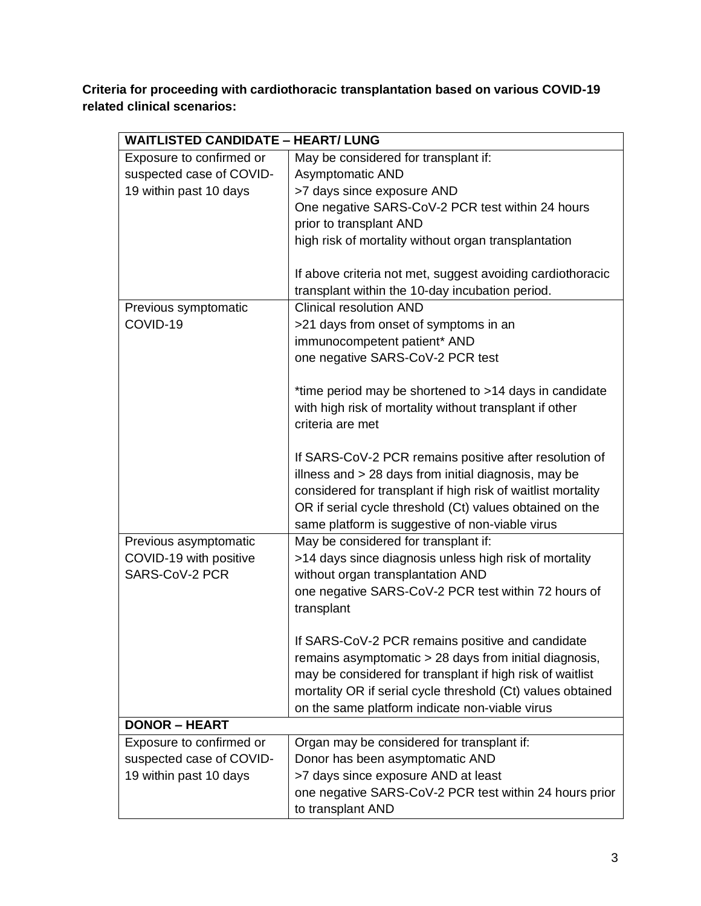**Criteria for proceeding with cardiothoracic transplantation based on various COVID-19 related clinical scenarios:**

| **WAITLISTED CANDIDATE – HEART/ LUNG** | |
|---|---|
| Exposure to confirmed or suspected case of COVID-19 within past 10 days | May be considered for transplant if:<br>Asymptomatic AND<br>>7 days since exposure AND<br>One negative SARS-CoV-2 PCR test within 24 hours prior to transplant AND<br>high risk of mortality without organ transplantation<br><br>If above criteria not met, suggest avoiding cardiothoracic transplant within the 10-day incubation period. |
| Previous symptomatic COVID-19 | Clinical resolution AND<br>>21 days from onset of symptoms in an immunocompetent patient* AND<br>one negative SARS-CoV-2 PCR test<br><br>*time period may be shortened to >14 days in candidate with high risk of mortality without transplant if other criteria are met<br><br>If SARS-CoV-2 PCR remains positive after resolution of illness and > 28 days from initial diagnosis, may be considered for transplant if high risk of waitlist mortality OR if serial cycle threshold (Ct) values obtained on the same platform is suggestive of non-viable virus |
| Previous asymptomatic COVID-19 with positive SARS-CoV-2 PCR | May be considered for transplant if:<br>>14 days since diagnosis unless high risk of mortality without organ transplantation AND<br>one negative SARS-CoV-2 PCR test within 72 hours of transplant<br><br>If SARS-CoV-2 PCR remains positive and candidate remains asymptomatic > 28 days from initial diagnosis, may be considered for transplant if high risk of waitlist mortality OR if serial cycle threshold (Ct) values obtained on the same platform indicate non-viable virus |
| **DONOR – HEART** | |
| Exposure to confirmed or suspected case of COVID-19 within past 10 days | Organ may be considered for transplant if:<br>Donor has been asymptomatic AND<br>>7 days since exposure AND at least<br>one negative SARS-CoV-2 PCR test within 24 hours prior to transplant AND |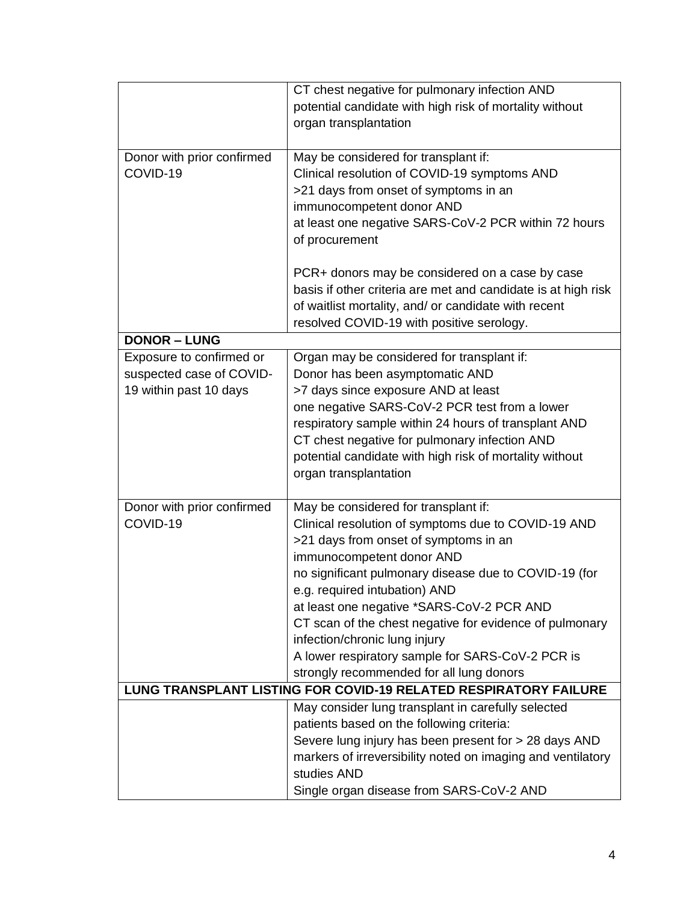| | |
|---|---|
| | CT chest negative for pulmonary infection AND potential candidate with high risk of mortality without organ transplantation |
| Donor with prior confirmed COVID-19 | May be considered for transplant if: Clinical resolution of COVID-19 symptoms AND >21 days from onset of symptoms in an immunocompetent donor AND at least one negative SARS-CoV-2 PCR within 72 hours of procurement<br><br>PCR+ donors may be considered on a case by case basis if other criteria are met and candidate is at high risk of waitlist mortality, and/ or candidate with recent resolved COVID-19 with positive serology. |
| **DONOR – LUNG** | |
| Exposure to confirmed or suspected case of COVID-19 within past 10 days | Organ may be considered for transplant if: Donor has been asymptomatic AND >7 days since exposure AND at least one negative SARS-CoV-2 PCR test from a lower respiratory sample within 24 hours of transplant AND CT chest negative for pulmonary infection AND potential candidate with high risk of mortality without organ transplantation |
| Donor with prior confirmed COVID-19 | May be considered for transplant if: Clinical resolution of symptoms due to COVID-19 AND >21 days from onset of symptoms in an immunocompetent donor AND no significant pulmonary disease due to COVID-19 (for e.g. required intubation) AND at least one negative *SARS-CoV-2 PCR AND CT scan of the chest negative for evidence of pulmonary infection/chronic lung injury<br>A lower respiratory sample for SARS-CoV-2 PCR is strongly recommended for all lung donors |
| **LUNG TRANSPLANT LISTING FOR COVID-19 RELATED RESPIRATORY FAILURE** | |
| | May consider lung transplant in carefully selected patients based on the following criteria: Severe lung injury has been present for > 28 days AND markers of irreversibility noted on imaging and ventilatory studies AND Single organ disease from SARS-CoV-2 AND |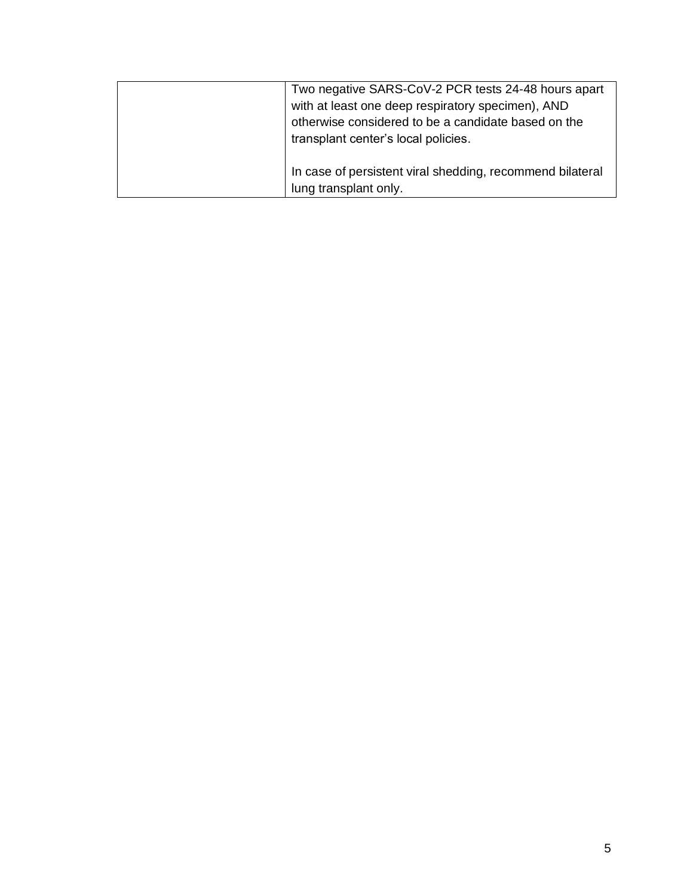| | |
|---|---|
| | Two negative SARS-CoV-2 PCR tests 24-48 hours apart with at least one deep respiratory specimen), AND otherwise considered to be a candidate based on the transplant center's local policies.<br><br>In case of persistent viral shedding, recommend bilateral lung transplant only. |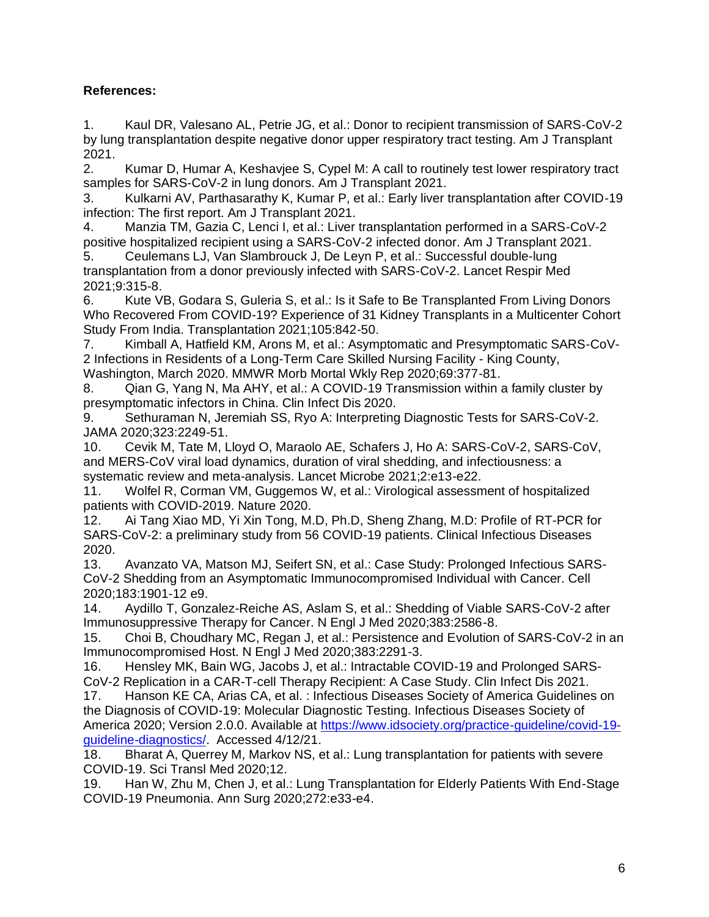**References:**

1. Kaul DR, Valesano AL, Petrie JG, et al.: Donor to recipient transmission of SARS-CoV-2 by lung transplantation despite negative donor upper respiratory tract testing. Am J Transplant 2021.
2. Kumar D, Humar A, Keshavjee S, Cypel M: A call to routinely test lower respiratory tract samples for SARS-CoV-2 in lung donors. Am J Transplant 2021.
3. Kulkarni AV, Parthasarathy K, Kumar P, et al.: Early liver transplantation after COVID-19 infection: The first report. Am J Transplant 2021.
4. Manzia TM, Gazia C, Lenci I, et al.: Liver transplantation performed in a SARS-CoV-2 positive hospitalized recipient using a SARS-CoV-2 infected donor. Am J Transplant 2021.
5. Ceulemans LJ, Van Slambrouck J, De Leyn P, et al.: Successful double-lung transplantation from a donor previously infected with SARS-CoV-2. Lancet Respir Med 2021;9:315-8.
6. Kute VB, Godara S, Guleria S, et al.: Is it Safe to Be Transplanted From Living Donors Who Recovered From COVID-19? Experience of 31 Kidney Transplants in a Multicenter Cohort Study From India. Transplantation 2021;105:842-50.
7. Kimball A, Hatfield KM, Arons M, et al.: Asymptomatic and Presymptomatic SARS-CoV-2 Infections in Residents of a Long-Term Care Skilled Nursing Facility - King County, Washington, March 2020. MMWR Morb Mortal Wkly Rep 2020;69:377-81.
8. Qian G, Yang N, Ma AHY, et al.: A COVID-19 Transmission within a family cluster by presymptomatic infectors in China. Clin Infect Dis 2020.
9. Sethuraman N, Jeremiah SS, Ryo A: Interpreting Diagnostic Tests for SARS-CoV-2. JAMA 2020;323:2249-51.
10. Cevik M, Tate M, Lloyd O, Maraolo AE, Schafers J, Ho A: SARS-CoV-2, SARS-CoV, and MERS-CoV viral load dynamics, duration of viral shedding, and infectiousness: a systematic review and meta-analysis. Lancet Microbe 2021;2:e13-e22.
11. Wolfel R, Corman VM, Guggemos W, et al.: Virological assessment of hospitalized patients with COVID-2019. Nature 2020.
12. Ai Tang Xiao MD, Yi Xin Tong, M.D, Ph.D, Sheng Zhang, M.D: Profile of RT-PCR for SARS-CoV-2: a preliminary study from 56 COVID-19 patients. Clinical Infectious Diseases 2020.
13. Avanzato VA, Matson MJ, Seifert SN, et al.: Case Study: Prolonged Infectious SARS-CoV-2 Shedding from an Asymptomatic Immunocompromised Individual with Cancer. Cell 2020;183:1901-12 e9.
14. Aydillo T, Gonzalez-Reiche AS, Aslam S, et al.: Shedding of Viable SARS-CoV-2 after Immunosuppressive Therapy for Cancer. N Engl J Med 2020;383:2586-8.
15. Choi B, Choudhary MC, Regan J, et al.: Persistence and Evolution of SARS-CoV-2 in an Immunocompromised Host. N Engl J Med 2020;383:2291-3.
16. Hensley MK, Bain WG, Jacobs J, et al.: Intractable COVID-19 and Prolonged SARS-CoV-2 Replication in a CAR-T-cell Therapy Recipient: A Case Study. Clin Infect Dis 2021.
17. Hanson KE CA, Arias CA, et al. : Infectious Diseases Society of America Guidelines on the Diagnosis of COVID-19: Molecular Diagnostic Testing. Infectious Diseases Society of America 2020; Version 2.0.0. Available at https://www.idsociety.org/practice-guideline/covid-19-guideline-diagnostics/. Accessed 4/12/21.
18. Bharat A, Querrey M, Markov NS, et al.: Lung transplantation for patients with severe COVID-19. Sci Transl Med 2020;12.
19. Han W, Zhu M, Chen J, et al.: Lung Transplantation for Elderly Patients With End-Stage COVID-19 Pneumonia. Ann Surg 2020;272:e33-e4.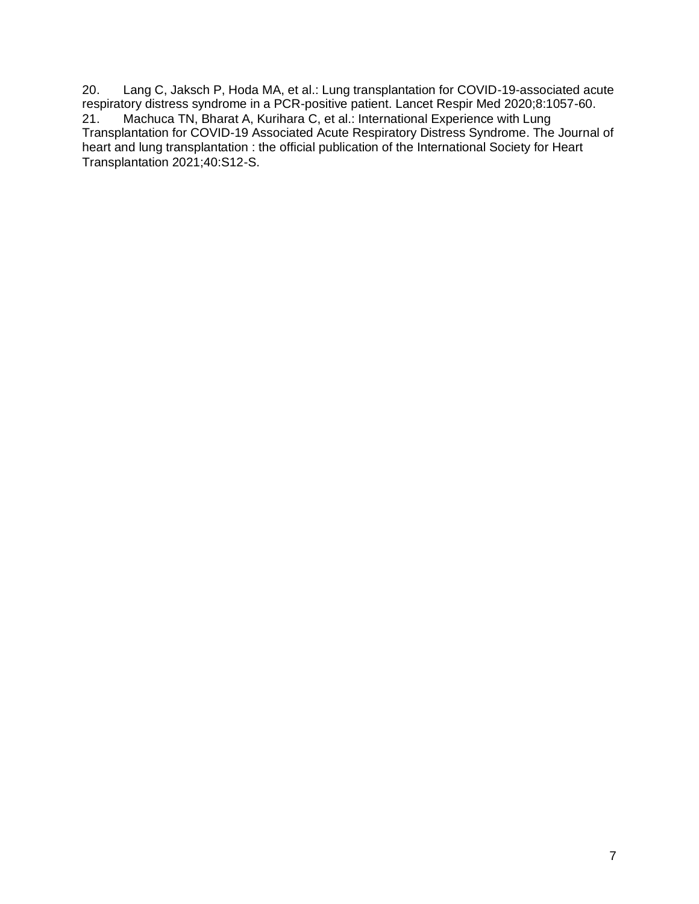20. Lang C, Jaksch P, Hoda MA, et al.: Lung transplantation for COVID-19-associated acute respiratory distress syndrome in a PCR-positive patient. Lancet Respir Med 2020;8:1057-60.

21. Machuca TN, Bharat A, Kurihara C, et al.: International Experience with Lung Transplantation for COVID-19 Associated Acute Respiratory Distress Syndrome. The Journal of heart and lung transplantation : the official publication of the International Society for Heart Transplantation 2021;40:S12-S.